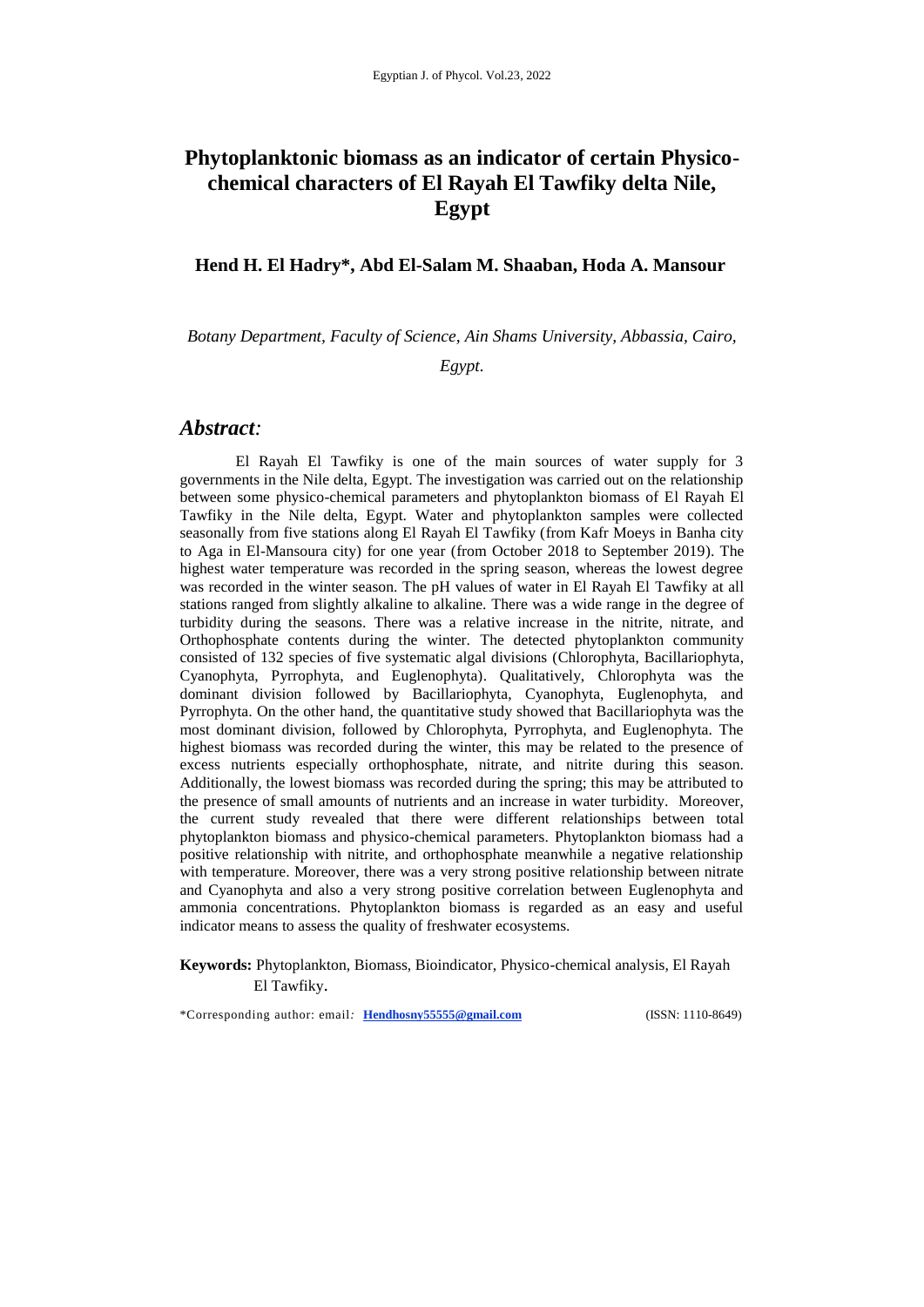# Phytoplanktonic biomass as an indicator of certain Physico-chemical characters of El Rayah El Tawfiky delta Nile, Egypt

**Hend H. El Hadry*, Abd El-Salam M. Shaaban, Hoda A. Mansour**

*Botany Department, Faculty of Science, Ain Shams University, Abbassia, Cairo, Egypt.*

## *Abstract:*

El Rayah El Tawfiky is one of the main sources of water supply for 3 governments in the Nile delta, Egypt. The investigation was carried out on the relationship between some physico-chemical parameters and phytoplankton biomass of El Rayah El Tawfiky in the Nile delta, Egypt. Water and phytoplankton samples were collected seasonally from five stations along El Rayah El Tawfiky (from Kafr Moeys in Banha city to Aga in El-Mansoura city) for one year (from October 2018 to September 2019). The highest water temperature was recorded in the spring season, whereas the lowest degree was recorded in the winter season. The pH values of water in El Rayah El Tawfiky at all stations ranged from slightly alkaline to alkaline. There was a wide range in the degree of turbidity during the seasons. There was a relative increase in the nitrite, nitrate, and Orthophosphate contents during the winter. The detected phytoplankton community consisted of 132 species of five systematic algal divisions (Chlorophyta, Bacillariophyta, Cyanophyta, Pyrrophyta, and Euglenophyta). Qualitatively, Chlorophyta was the dominant division followed by Bacillariophyta, Cyanophyta, Euglenophyta, and Pyrrophyta. On the other hand, the quantitative study showed that Bacillariophyta was the most dominant division, followed by Chlorophyta, Pyrrophyta, and Euglenophyta. The highest biomass was recorded during the winter, this may be related to the presence of excess nutrients especially orthophosphate, nitrate, and nitrite during this season. Additionally, the lowest biomass was recorded during the spring; this may be attributed to the presence of small amounts of nutrients and an increase in water turbidity. Moreover, the current study revealed that there were different relationships between total phytoplankton biomass and physico-chemical parameters. Phytoplankton biomass had a positive relationship with nitrite, and orthophosphate meanwhile a negative relationship with temperature. Moreover, there was a very strong positive relationship between nitrate and Cyanophyta and also a very strong positive correlation between Euglenophyta and ammonia concentrations. Phytoplankton biomass is regarded as an easy and useful indicator means to assess the quality of freshwater ecosystems.

**Keywords:** Phytoplankton, Biomass, Bioindicator, Physico-chemical analysis, El Rayah El Tawfiky.

*Corresponding author: email: **Hendhosny55555@gmail.com** (ISSN: 1110-8649)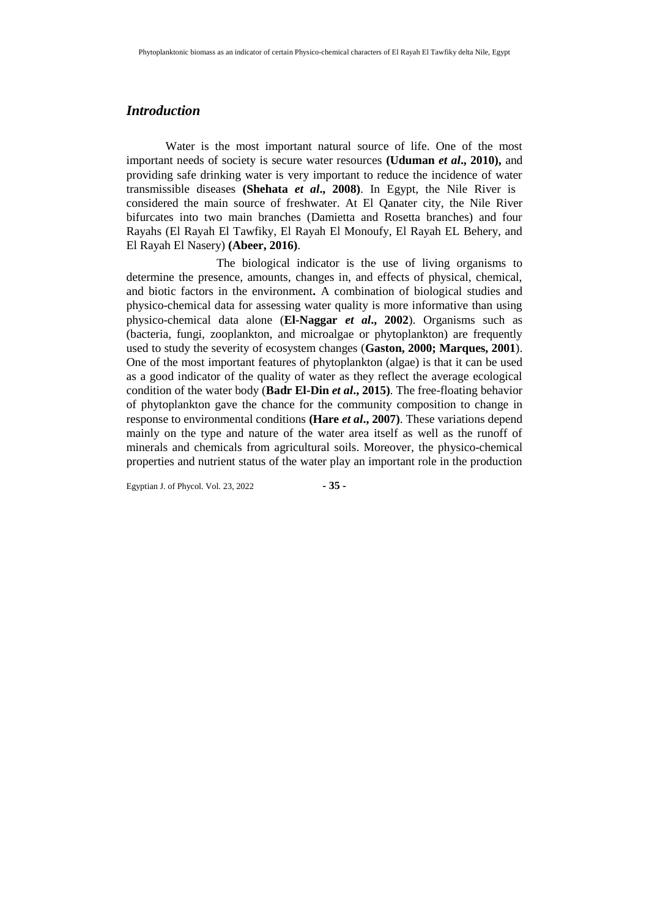## *Introduction*

Water is the most important natural source of life. One of the most important needs of society is secure water resources **(Uduman *et al*., 2010),** and providing safe drinking water is very important to reduce the incidence of water transmissible diseases **(Shehata *et al*., 2008)**. In Egypt, the Nile River is considered the main source of freshwater. At El Qanater city, the Nile River bifurcates into two main branches (Damietta and Rosetta branches) and four Rayahs (El Rayah El Tawfiky, El Rayah El Monoufy, El Rayah EL Behery, and El Rayah El Nasery) **(Abeer, 2016)**.

The biological indicator is the use of living organisms to determine the presence, amounts, changes in, and effects of physical, chemical, and biotic factors in the environment**.** A combination of biological studies and physico-chemical data for assessing water quality is more informative than using physico-chemical data alone (**El-Naggar *et al*., 2002**). Organisms such as (bacteria, fungi, zooplankton, and microalgae or phytoplankton) are frequently used to study the severity of ecosystem changes (**Gaston, 2000; Marques, 2001**). One of the most important features of phytoplankton (algae) is that it can be used as a good indicator of the quality of water as they reflect the average ecological condition of the water body (**Badr El-Din *et al*., 2015)**. The free-floating behavior of phytoplankton gave the chance for the community composition to change in response to environmental conditions **(Hare *et al*., 2007)**. These variations depend mainly on the type and nature of the water area itself as well as the runoff of minerals and chemicals from agricultural soils. Moreover, the physico-chemical properties and nutrient status of the water play an important role in the production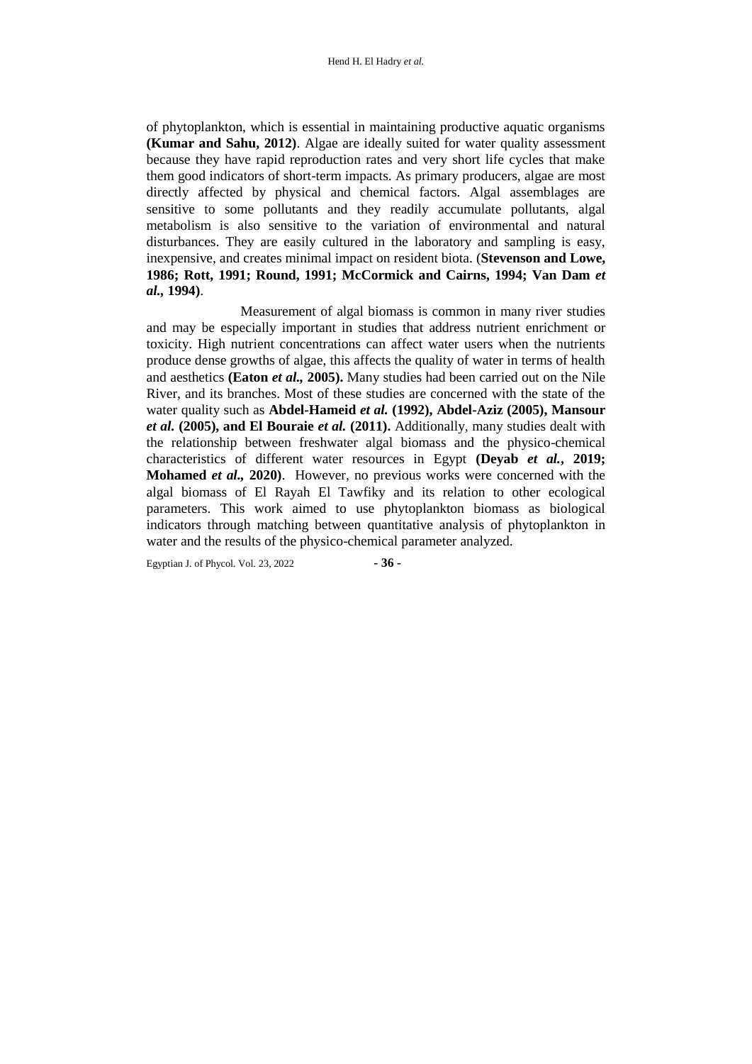of phytoplankton, which is essential in maintaining productive aquatic organisms **(Kumar and Sahu, 2012)**. Algae are ideally suited for water quality assessment because they have rapid reproduction rates and very short life cycles that make them good indicators of short-term impacts. As primary producers, algae are most directly affected by physical and chemical factors. Algal assemblages are sensitive to some pollutants and they readily accumulate pollutants, algal metabolism is also sensitive to the variation of environmental and natural disturbances. They are easily cultured in the laboratory and sampling is easy, inexpensive, and creates minimal impact on resident biota. (**Stevenson and Lowe, 1986; Rott, 1991; Round, 1991; McCormick and Cairns, 1994; Van Dam *et al.*, 1994)**.

Measurement of algal biomass is common in many river studies and may be especially important in studies that address nutrient enrichment or toxicity. High nutrient concentrations can affect water users when the nutrients produce dense growths of algae, this affects the quality of water in terms of health and aesthetics **(Eaton *et al.*, 2005).** Many studies had been carried out on the Nile River, and its branches. Most of these studies are concerned with the state of the water quality such as **Abdel-Hameid *et al.* (1992), Abdel-Aziz (2005), Mansour *et al.* (2005), and El Bouraie *et al.* (2011).** Additionally, many studies dealt with the relationship between freshwater algal biomass and the physico-chemical characteristics of different water resources in Egypt **(Deyab *et al.*, 2019; Mohamed *et al.*, 2020)**. However, no previous works were concerned with the algal biomass of El Rayah El Tawfiky and its relation to other ecological parameters. This work aimed to use phytoplankton biomass as biological indicators through matching between quantitative analysis of phytoplankton in water and the results of the physico-chemical parameter analyzed.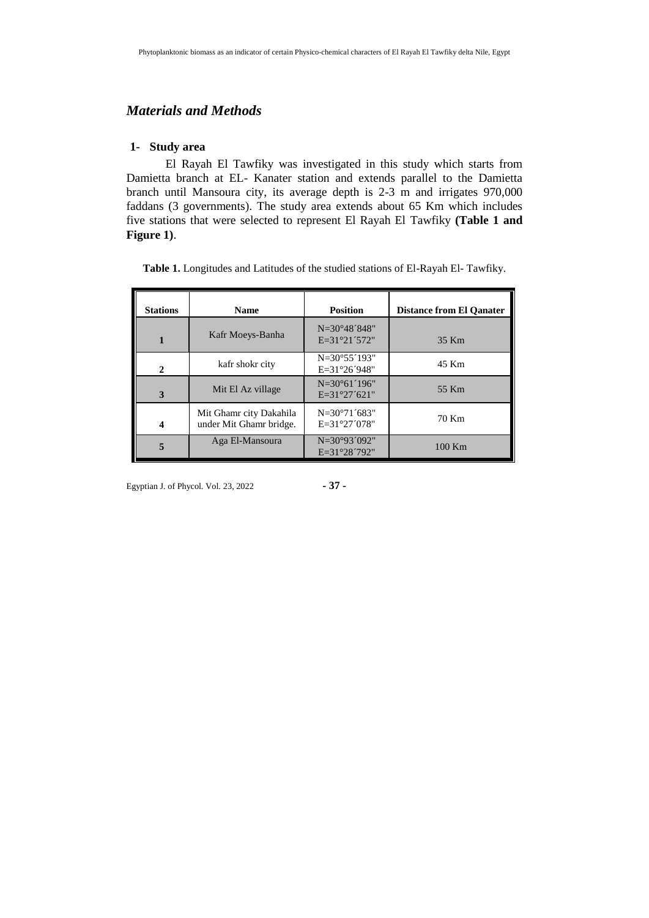## *Materials and Methods*

### 1- Study area

El Rayah El Tawfiky was investigated in this study which starts from Damietta branch at EL- Kanater station and extends parallel to the Damietta branch until Mansoura city, its average depth is 2-3 m and irrigates 970,000 faddans (3 governments). The study area extends about 65 Km which includes five stations that were selected to represent El Rayah El Tawfiky **(Table 1 and Figure 1)**.

**Table 1.** Longitudes and Latitudes of the studied stations of El-Rayah El- Tawfiky.

| Stations | Name | Position | Distance from El Qanater |
|---|---|---|---|
| 1 | Kafr Moeys-Banha | N=30°48´848" E=31°21´572" | 35 Km |
| 2 | kafr shokr city | N=30°55´193" E=31°26´948" | 45 Km |
| 3 | Mit El Az village | N=30°61´196" E=31°27´621" | 55 Km |
| 4 | Mit Ghamr city Dakahila under Mit Ghamr bridge. | N=30°71´683" E=31°27´078" | 70 Km |
| 5 | Aga El-Mansoura | N=30°93´092" E=31°28´792" | 100 Km |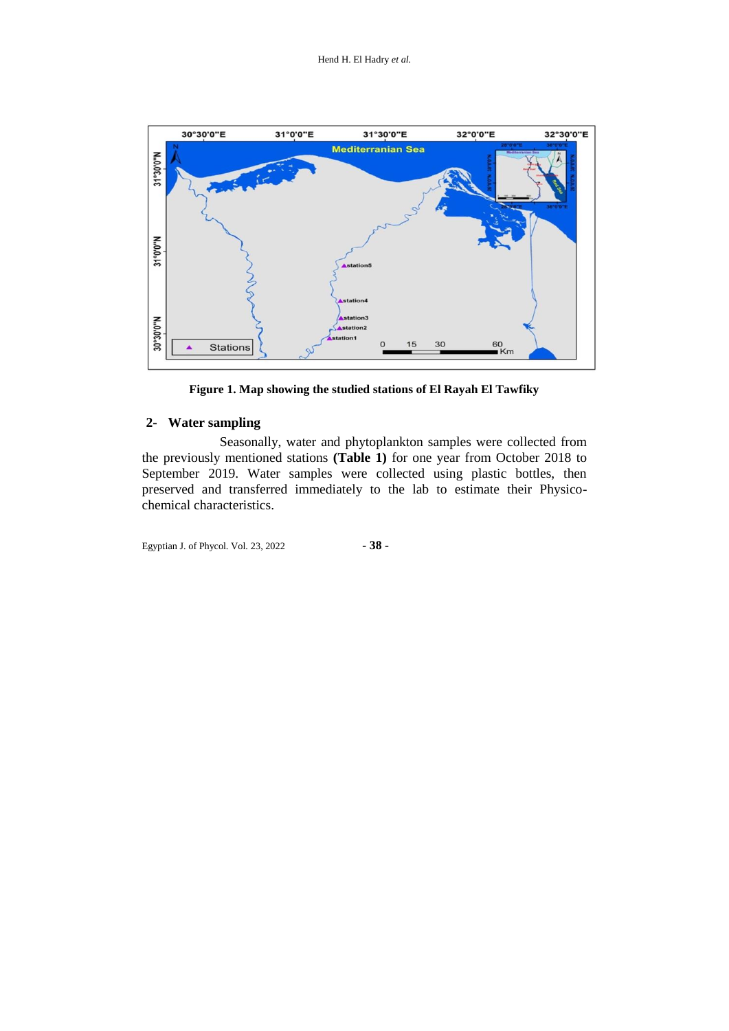**Figure 1. Map showing the studied stations of El Rayah El Tawfiky**

## 2- Water sampling

Seasonally, water and phytoplankton samples were collected from the previously mentioned stations **(Table 1)** for one year from October 2018 to September 2019. Water samples were collected using plastic bottles, then preserved and transferred immediately to the lab to estimate their Physico-chemical characteristics.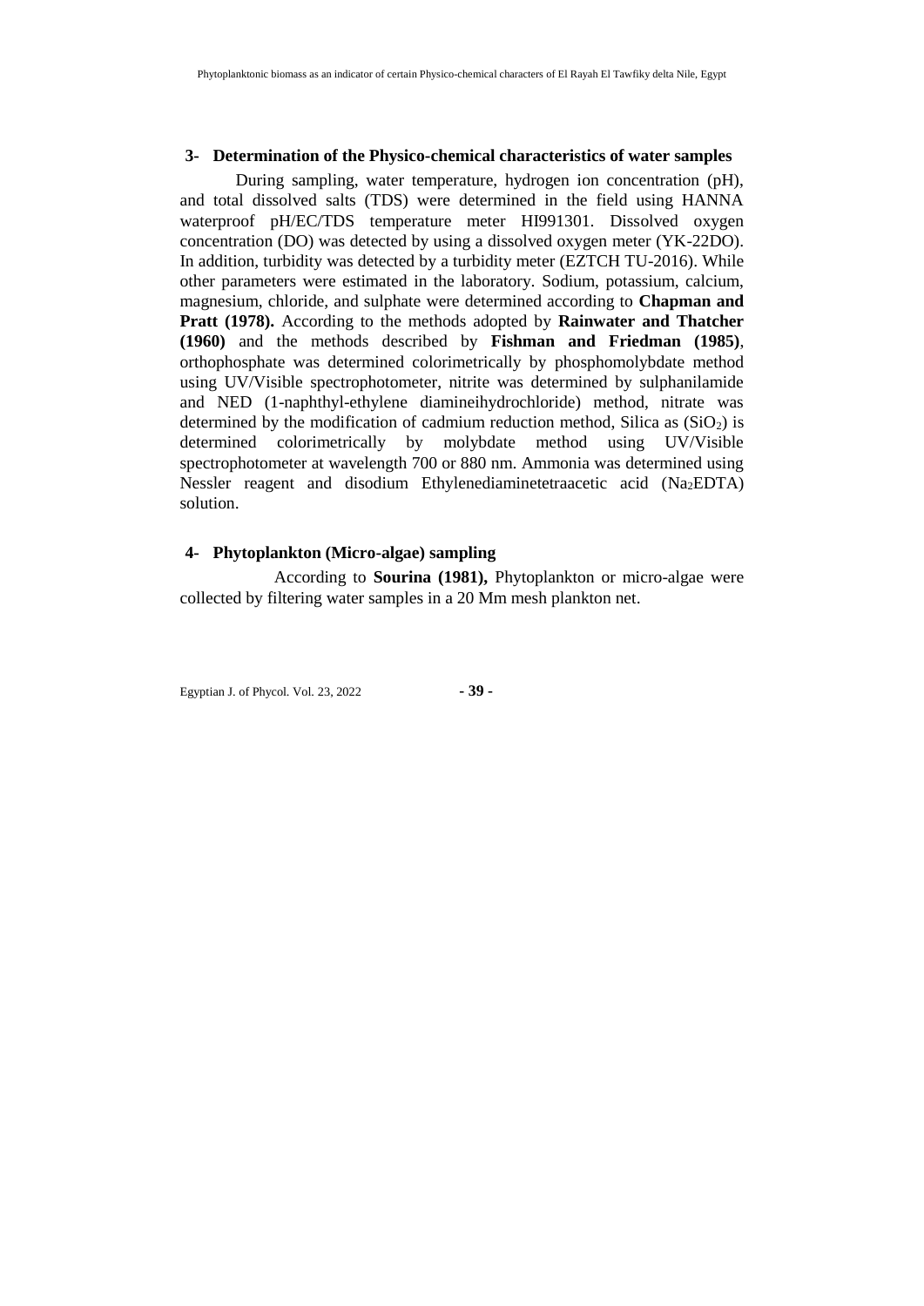## 3- Determination of the Physico-chemical characteristics of water samples

During sampling, water temperature, hydrogen ion concentration (pH), and total dissolved salts (TDS) were determined in the field using HANNA waterproof pH/EC/TDS temperature meter HI991301. Dissolved oxygen concentration (DO) was detected by using a dissolved oxygen meter (YK-22DO). In addition, turbidity was detected by a turbidity meter (EZTCH TU-2016). While other parameters were estimated in the laboratory. Sodium, potassium, calcium, magnesium, chloride, and sulphate were determined according to **Chapman and Pratt (1978).** According to the methods adopted by **Rainwater and Thatcher (1960)** and the methods described by **Fishman and Friedman (1985)**, orthophosphate was determined colorimetrically by phosphomolybdate method using UV/Visible spectrophotometer, nitrite was determined by sulphanilamide and NED (1-naphthyl-ethylene diamineihydrochloride) method, nitrate was determined by the modification of cadmium reduction method, Silica as ($SiO_2$) is determined colorimetrically by molybdate method using UV/Visible spectrophotometer at wavelength 700 or 880 nm. Ammonia was determined using Nessler reagent and disodium Ethylenediaminetetraacetic acid ($Na_2EDTA$) solution.

## 4- Phytoplankton (Micro-algae) sampling

According to **Sourina (1981),** Phytoplankton or micro-algae were collected by filtering water samples in a 20 Mm mesh plankton net.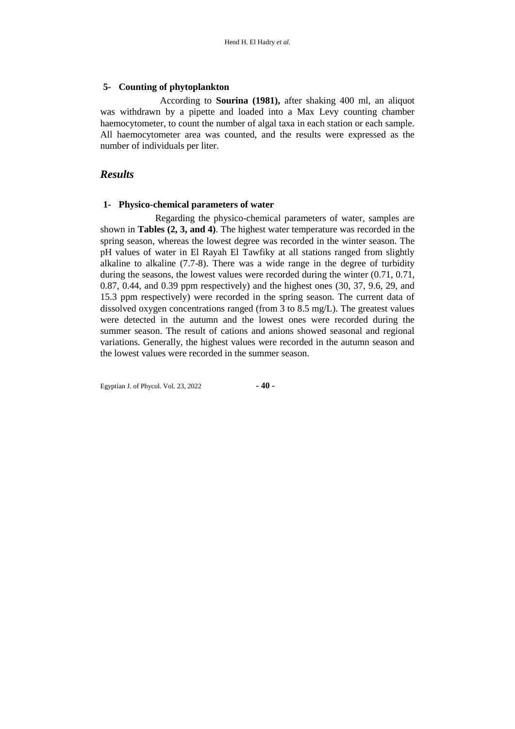**5- Counting of phytoplankton**

According to **Sourina (1981),** after shaking 400 ml, an aliquot was withdrawn by a pipette and loaded into a Max Levy counting chamber haemocytometer, to count the number of algal taxa in each station or each sample. All haemocytometer area was counted, and the results were expressed as the number of individuals per liter.

## *Results*

**1- Physico-chemical parameters of water**

Regarding the physico-chemical parameters of water, samples are shown in **Tables (2, 3, and 4)**. The highest water temperature was recorded in the spring season, whereas the lowest degree was recorded in the winter season. The pH values of water in El Rayah El Tawfiky at all stations ranged from slightly alkaline to alkaline (7.7-8). There was a wide range in the degree of turbidity during the seasons, the lowest values were recorded during the winter (0.71, 0.71, 0.87, 0.44, and 0.39 ppm respectively) and the highest ones (30, 37, 9.6, 29, and 15.3 ppm respectively) were recorded in the spring season. The current data of dissolved oxygen concentrations ranged (from 3 to 8.5 mg/L). The greatest values were detected in the autumn and the lowest ones were recorded during the summer season. The result of cations and anions showed seasonal and regional variations. Generally, the highest values were recorded in the autumn season and the lowest values were recorded in the summer season.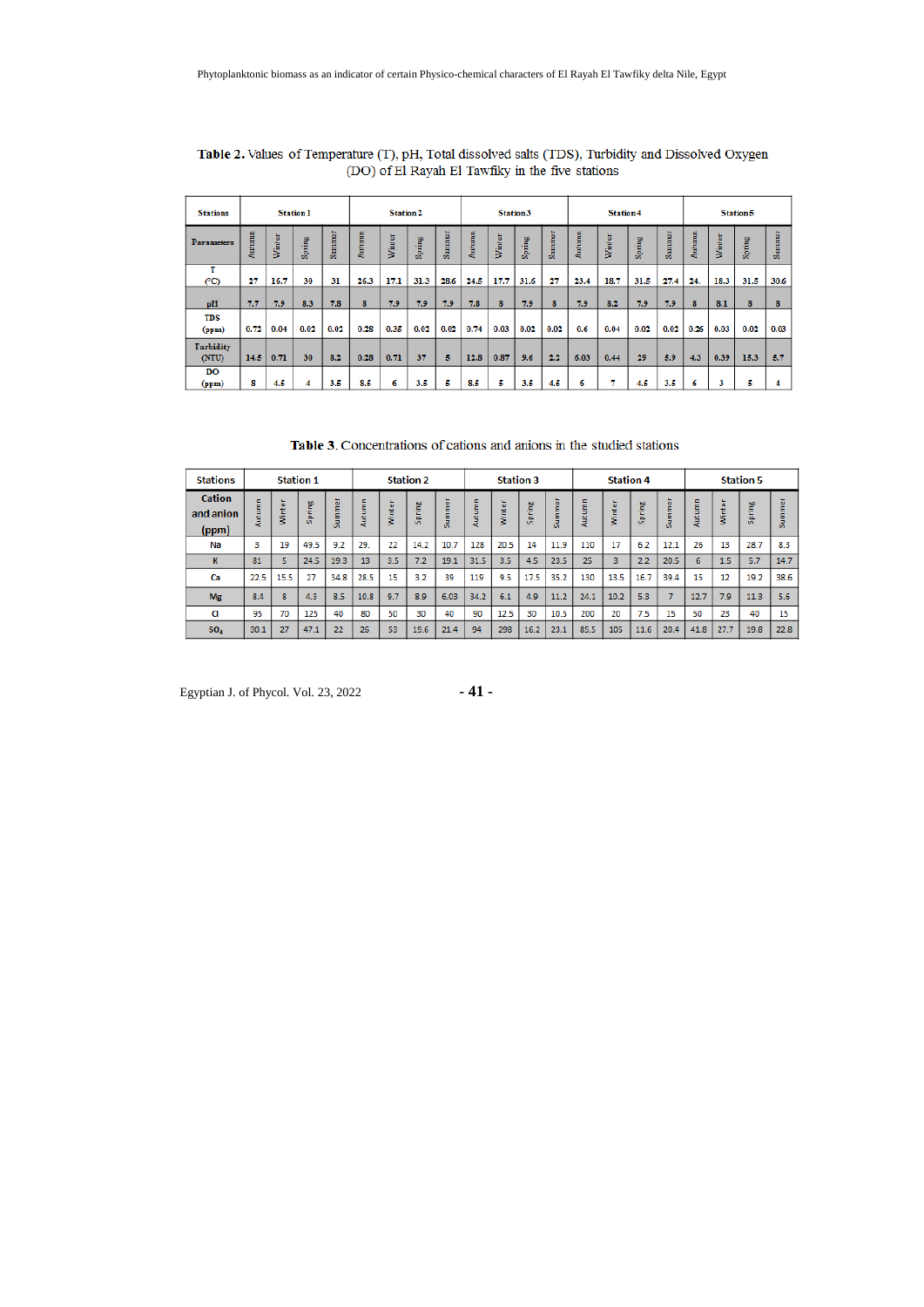**Table 2.** Values of Temperature (T), pH, Total dissolved salts (TDS), Turbidity and Dissolved Oxygen (DO) of El Rayah El Tawfiky in the five stations

| Stations | Station 1 | | | | Station 2 | | | | Station 3 | | | | Station 4 | | | | Station 5 | | | |
|---|---|---|---|---|---|---|---|---|---|---|---|---|---|---|---|---|---|---|---|---|
| Parameters | Autumn | Winter | Spring | Summer | Autumn | Winter | Spring | Summer | Autumn | Winter | Spring | Summer | Autumn | Winter | Spring | Summer | Autumn | Winter | Spring | Summer |
| T (°C) | 27 | 16.7 | 30 | 31 | 26.3 | 17.1 | 31.3 | 28.6 | 24.5 | 17.7 | 31.6 | 27 | 23.4 | 18.7 | 31.5 | 27.4 | 24. | 18.3 | 31.5 | 30.6 |
| pH | 7.7 | 7.9 | 8.3 | 7.8 | 8 | 7.9 | 7.9 | 7.9 | 7.8 | 8 | 7.9 | 8 | 7.9 | 8.2 | 7.9 | 7.9 | 8 | 8.1 | 8 | 8 |
| TDS (ppm) | 0.72 | 0.04 | 0.02 | 0.02 | 0.28 | 0.35 | 0.02 | 0.02 | 0.74 | 0.03 | 0.02 | 0.02 | 0.6 | 0.04 | 0.02 | 0.02 | 0.26 | 0.03 | 0.02 | 0.03 |
| Turbidity (NTU) | 14.5 | 0.71 | 30 | 8.2 | 0.28 | 0.71 | 37 | 5 | 12.8 | 0.87 | 9.6 | 2.2 | 6.03 | 0.44 | 29 | 5.9 | 4.3 | 0.39 | 15.3 | 5.7 |
| DO (ppm) | 8 | 4.5 | 4 | 3.5 | 8.5 | 6 | 3.5 | 5 | 8.5 | 5 | 3.5 | 4.5 | 6 | 7 | 4.5 | 3.5 | 6 | 3 | 5 | 4 |

**Table 3**. Concentrations of cations and anions in the studied stations

| Stations | Station 1 | | | | Station 2 | | | | Station 3 | | | | Station 4 | | | | Station 5 | | | |
|---|---|---|---|---|---|---|---|---|---|---|---|---|---|---|---|---|---|---|---|---|
| Cation and anion (ppm) | Autumn | Winter | Spring | Summer | Autumn | Winter | Spring | Summer | Autumn | Winter | Spring | Summer | Autumn | Winter | Spring | Summer | Autumn | Winter | Spring | Summer |
| Na | 3 | 19 | 49.5 | 9.2 | 29. | 22 | 14.2 | 10.7 | 128 | 20.5 | 14 | 11.9 | 110 | 17 | 6.2 | 12.1 | 26 | 13 | 28.7 | 8.3 |
| K | 81 | 5 | 24.5 | 19.3 | 13 | 3.5 | 7.2 | 19.1 | 31.5 | 3.5 | 4.5 | 23.5 | 25 | 3 | 2.2 | 20.5 | 6 | 1.5 | 5.7 | 14.7 |
| Ca | 22.5 | 15.5 | 27 | 34.8 | 28.5 | 15 | 3.2 | 39 | 119 | 9.5 | 17.5 | 35.2 | 130 | 13.5 | 16.7 | 39.4 | 15 | 12 | 19.2 | 38.6 |
| Mg | 8.4 | 8 | 4.3 | 8.5 | 10.8 | 9.7 | 8.9 | 6.03 | 34.2 | 6.1 | 4.9 | 11.2 | 24.1 | 10.2 | 5.3 | 7 | 12.7 | 7.9 | 11.3 | 5.6 |
| Cl | 95 | 70 | 125 | 40 | 80 | 50 | 30 | 40 | 90 | 12.5 | 30 | 10.5 | 200 | 20 | 7.5 | 15 | 50 | 23 | 40 | 15 |
| $SO_4$ | 30.1 | 27 | 47.1 | 22 | 26 | 53 | 19.6 | 21.4 | 94 | 298 | 16.2 | 23.1 | 85.5 | 105 | 11.6 | 20.4 | 41.8 | 27.7 | 19.8 | 22.8 |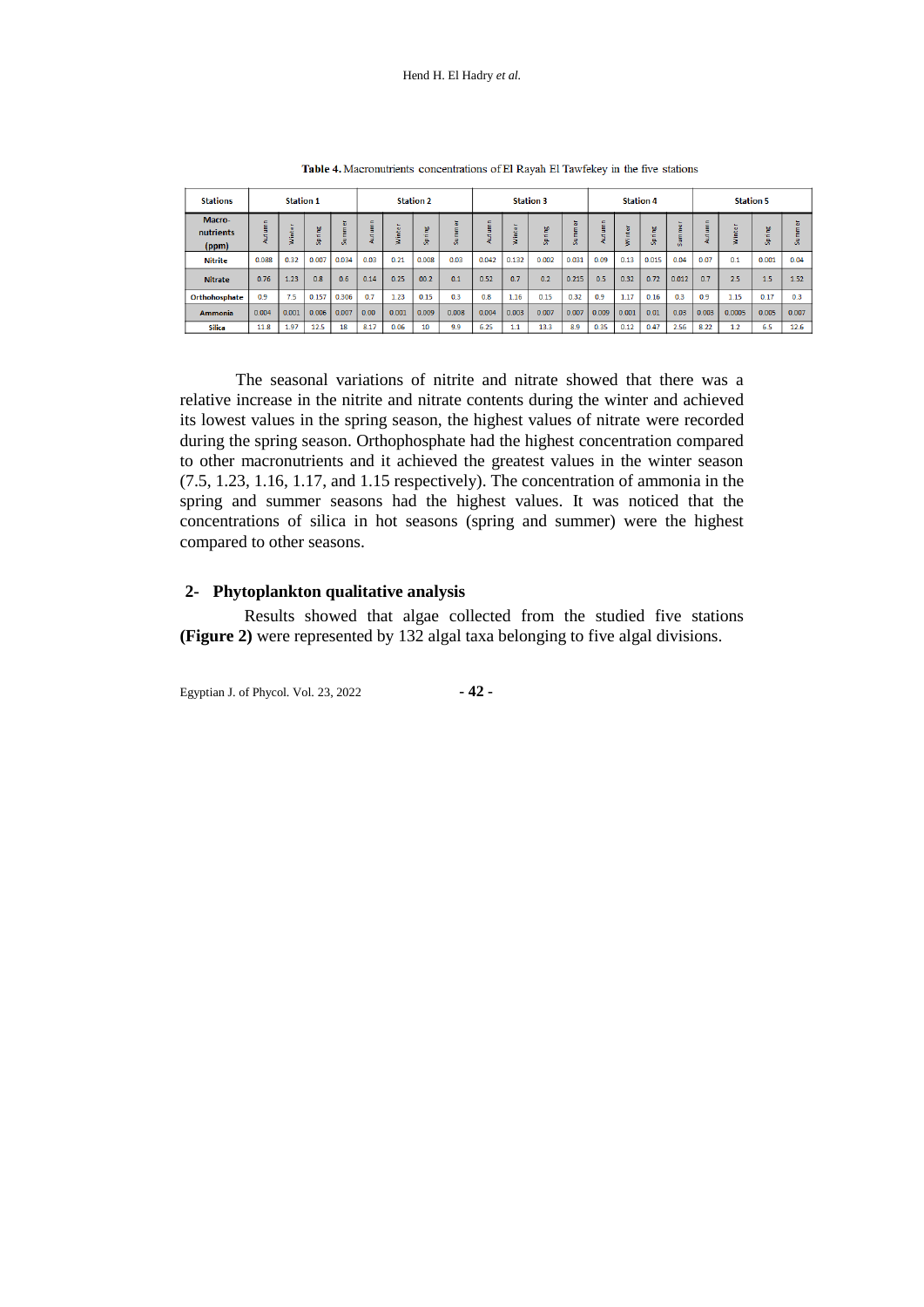**Table 4.** Macronutrients concentrations of El Rayah El Tawfekey in the five stations

| Stations | Station 1 | | | | Station 2 | | | | Station 3 | | | | Station 4 | | | | Station 5 | | | |
|---|---|---|---|---|---|---|---|---|---|---|---|---|---|---|---|---|---|---|---|---|
| Macro-nutrients (ppm) | Autumn | Winter | Spring | Summer | Autumn | Winter | Spring | Summer | Autumn | Winter | Spring | Summer | Autumn | Winter | Spring | Summer | Autumn | Winter | Spring | Summer |
| Nitrite | 0.088 | 0.32 | 0.007 | 0.034 | 0.03 | 0.21 | 0.008 | 0.03 | 0.042 | 0.132 | 0.002 | 0.031 | 0.09 | 0.13 | 0.015 | 0.04 | 0.07 | 0.1 | 0.001 | 0.04 |
| Nitrate | 0.76 | 1.23 | 0.8 | 0.6 | 0.14 | 0.25 | 00.2 | 0.1 | 0.52 | 0.7 | 0.2 | 0.215 | 0.5 | 0.32 | 0.72 | 0.012 | 0.7 | 2.5 | 1.5 | 1.52 |
| Orthohosphate | 0.9 | 7.5 | 0.157 | 0.306 | 0.7 | 1.23 | 0.15 | 0.3 | 0.8 | 1.16 | 0.15 | 0.32 | 0.9 | 1.17 | 0.16 | 0.3 | 0.9 | 1.15 | 0.17 | 0.3 |
| Ammonia | 0.004 | 0.001 | 0.006 | 0.007 | 0.00 | 0.001 | 0.009 | 0.008 | 0.004 | 0.003 | 0.007 | 0.007 | 0.009 | 0.001 | 0.01 | 0.03 | 0.003 | 0.0005 | 0.005 | 0.007 |
| Silica | 11.8 | 1.97 | 12.5 | 18 | 8.17 | 0.06 | 10 | 9.9 | 6.25 | 1.1 | 13.3 | 8.9 | 0.35 | 0.12 | 0.47 | 2.56 | 8.22 | 1.2 | 6.5 | 12.6 |

The seasonal variations of nitrite and nitrate showed that there was a relative increase in the nitrite and nitrate contents during the winter and achieved its lowest values in the spring season, the highest values of nitrate were recorded during the spring season. Orthophosphate had the highest concentration compared to other macronutrients and it achieved the greatest values in the winter season (7.5, 1.23, 1.16, 1.17, and 1.15 respectively). The concentration of ammonia in the spring and summer seasons had the highest values. It was noticed that the concentrations of silica in hot seasons (spring and summer) were the highest compared to other seasons.

## 2- Phytoplankton qualitative analysis

Results showed that algae collected from the studied five stations **(Figure 2)** were represented by 132 algal taxa belonging to five algal divisions.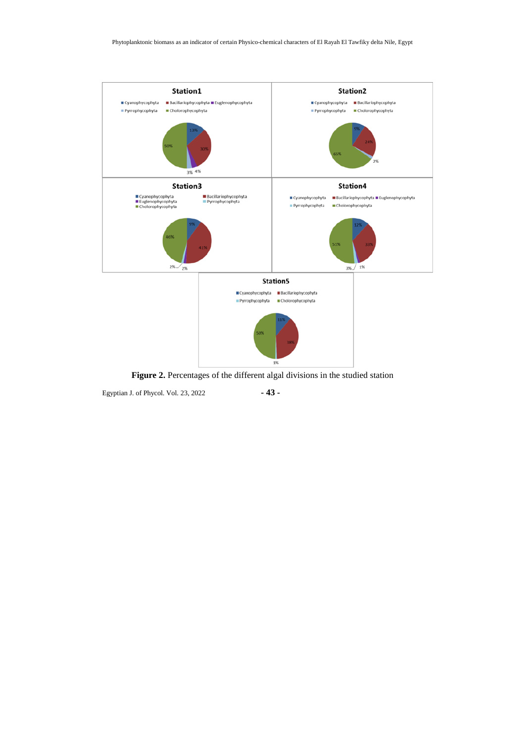**Figure 2.** Percentages of the different algal divisions in the studied station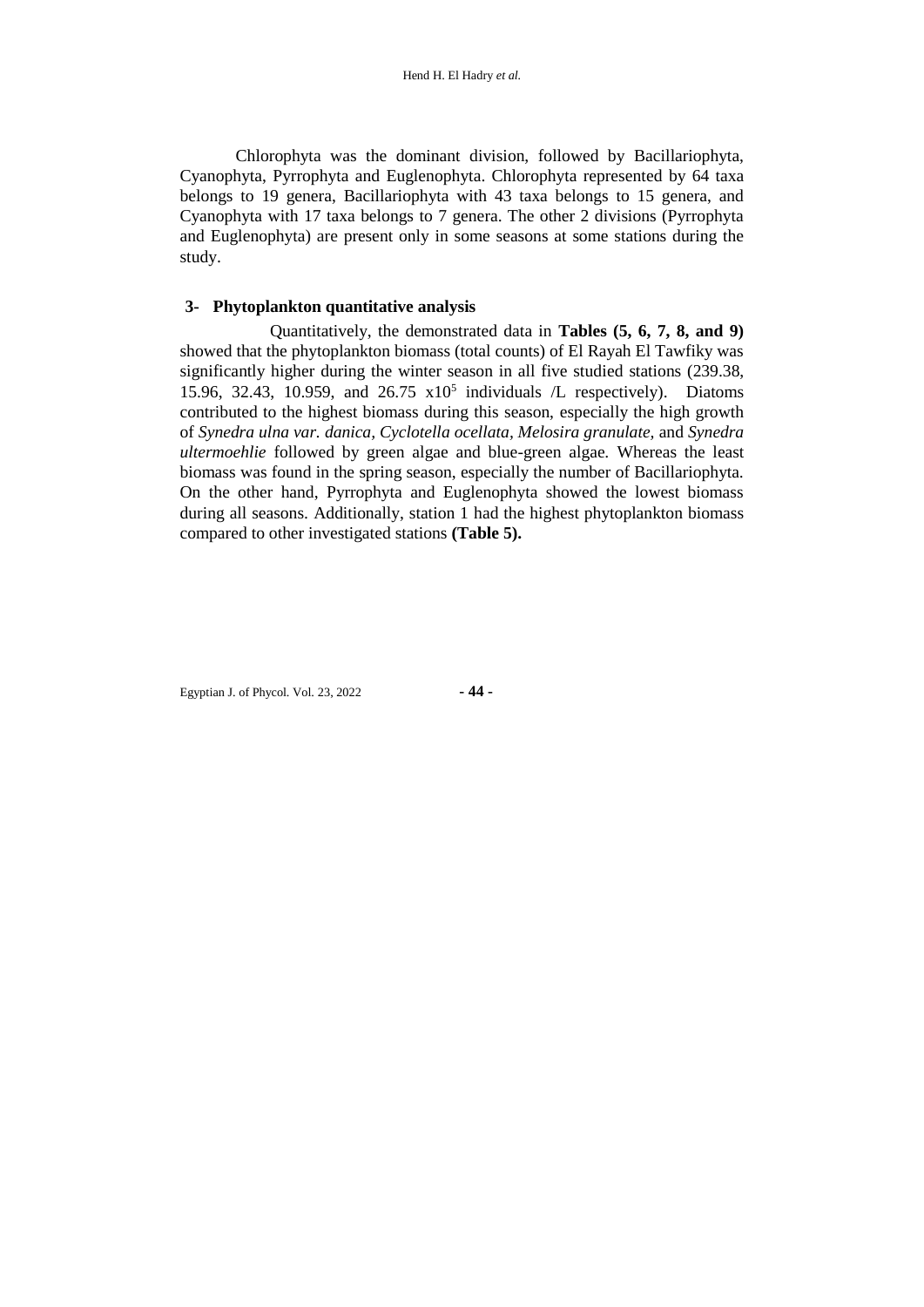Chlorophyta was the dominant division, followed by Bacillariophyta, Cyanophyta, Pyrrophyta and Euglenophyta. Chlorophyta represented by 64 taxa belongs to 19 genera, Bacillariophyta with 43 taxa belongs to 15 genera, and Cyanophyta with 17 taxa belongs to 7 genera. The other 2 divisions (Pyrrophyta and Euglenophyta) are present only in some seasons at some stations during the study.

### 3- Phytoplankton quantitative analysis

Quantitatively, the demonstrated data in **Tables (5, 6, 7, 8, and 9)** showed that the phytoplankton biomass (total counts) of El Rayah El Tawfiky was significantly higher during the winter season in all five studied stations (239.38, 15.96, 32.43, 10.959, and 26.75 $x10^5$ individuals /L respectively). Diatoms contributed to the highest biomass during this season, especially the high growth of *Synedra ulna var. danica, Cyclotella ocellata, Melosira granulate,* and *Synedra ultermoehlie* followed by green algae and blue-green algae. Whereas the least biomass was found in the spring season, especially the number of Bacillariophyta. On the other hand, Pyrrophyta and Euglenophyta showed the lowest biomass during all seasons. Additionally, station 1 had the highest phytoplankton biomass compared to other investigated stations **(Table 5).**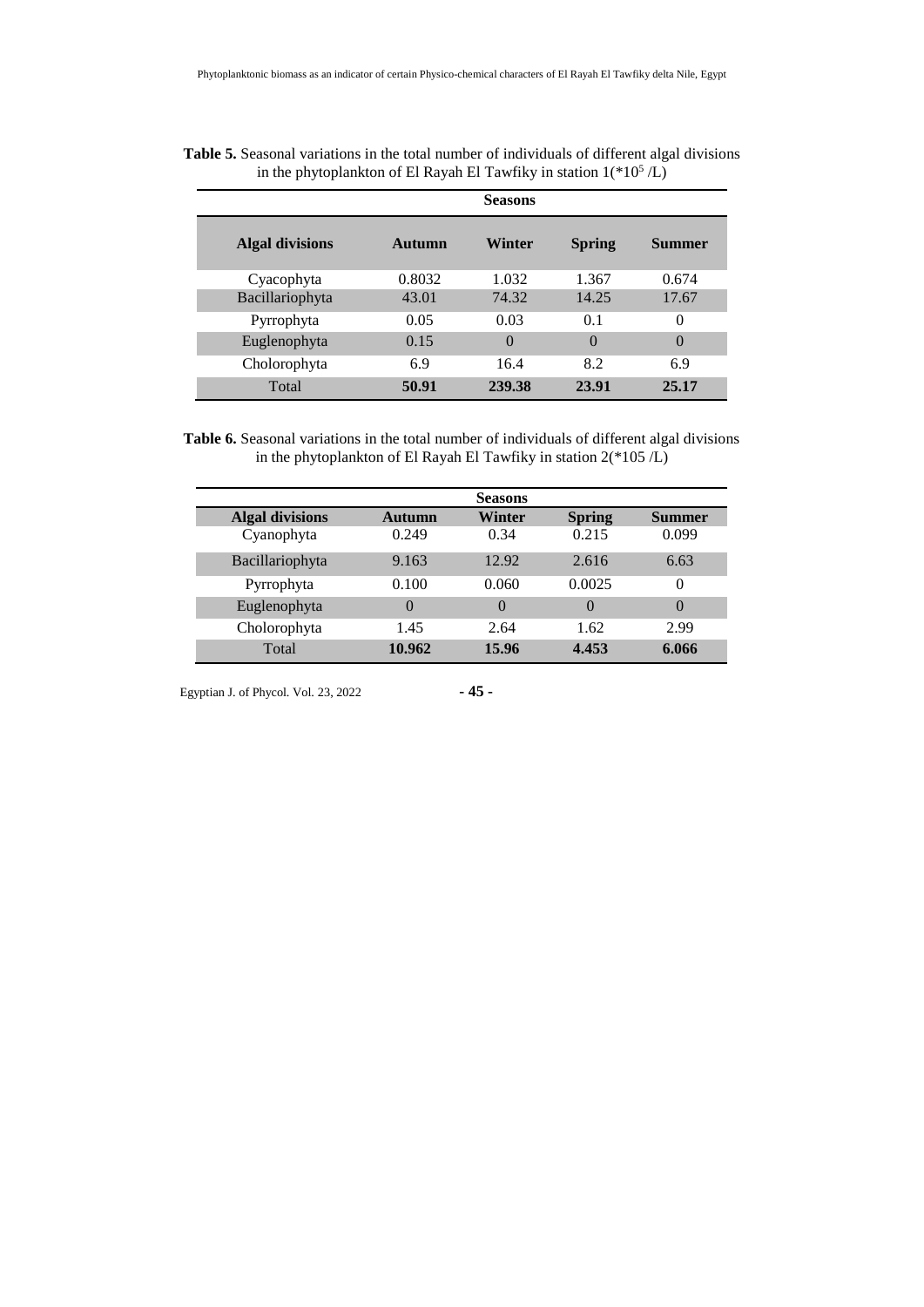**Table 5.** Seasonal variations in the total number of individuals of different algal divisions in the phytoplankton of El Rayah El Tawfiky in station 1($*10^5$ /L)

| Algal divisions | Seasons | | | |
|---|---|---|---|---|
| | **Autumn** | **Winter** | **Spring** | **Summer** |
| Cyacophyta | 0.8032 | 1.032 | 1.367 | 0.674 |
| Bacillariophyta | 43.01 | 74.32 | 14.25 | 17.67 |
| Pyrrophyta | 0.05 | 0.03 | 0.1 | 0 |
| Euglenophyta | 0.15 | 0 | 0 | 0 |
| Cholorophyta | 6.9 | 16.4 | 8.2 | 6.9 |
| Total | **50.91** | **239.38** | **23.91** | **25.17** |

**Table 6.** Seasonal variations in the total number of individuals of different algal divisions in the phytoplankton of El Rayah El Tawfiky in station 2(*105 /L)

| Algal divisions | Seasons | | | |
|---|---|---|---|---|
| | **Autumn** | **Winter** | **Spring** | **Summer** |
| Cyanophyta | 0.249 | 0.34 | 0.215 | 0.099 |
| Bacillariophyta | 9.163 | 12.92 | 2.616 | 6.63 |
| Pyrrophyta | 0.100 | 0.060 | 0.0025 | 0 |
| Euglenophyta | 0 | 0 | 0 | 0 |
| Cholorophyta | 1.45 | 2.64 | 1.62 | 2.99 |
| Total | **10.962** | **15.96** | **4.453** | **6.066** |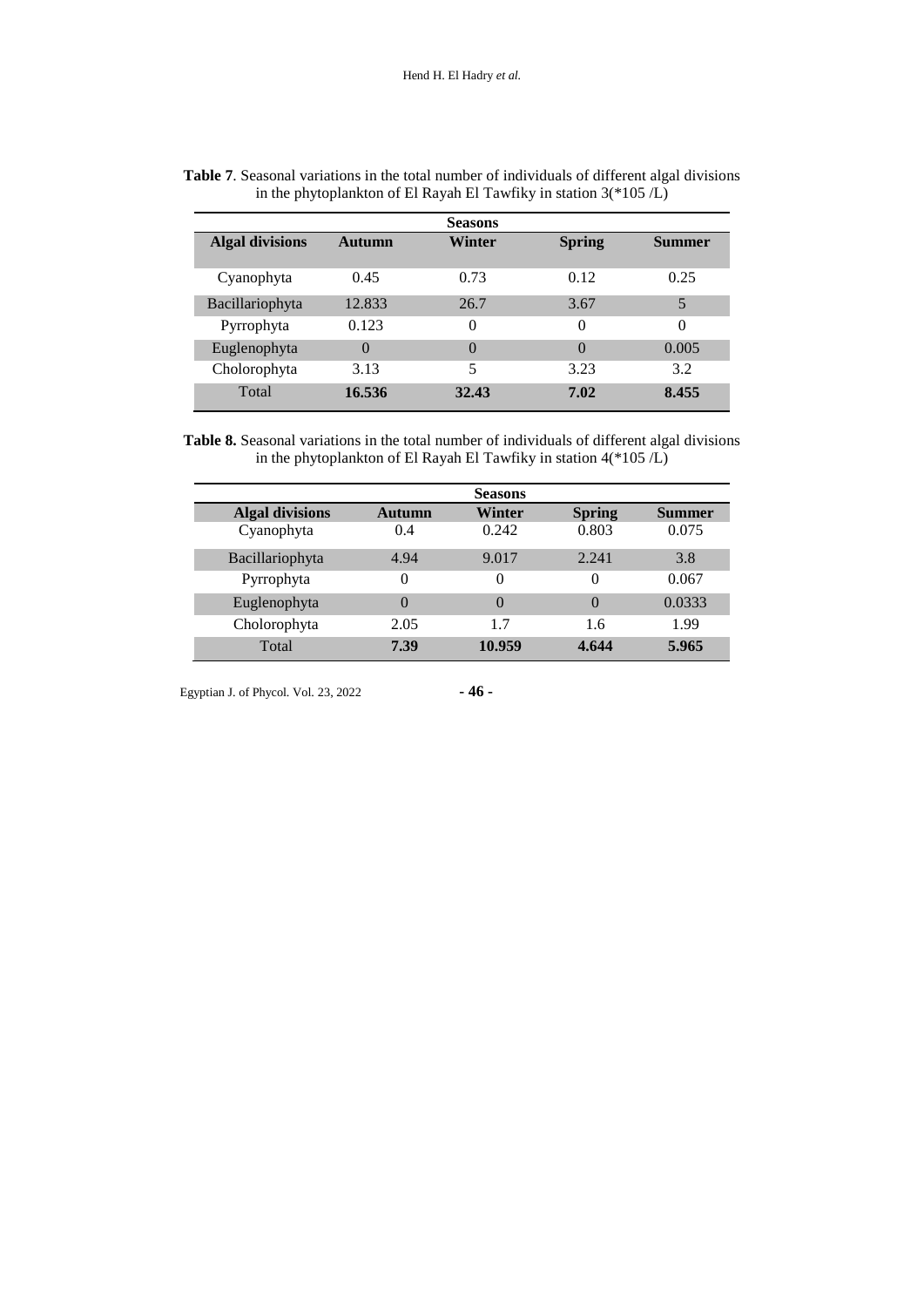**Table 7**. Seasonal variations in the total number of individuals of different algal divisions in the phytoplankton of El Rayah El Tawfiky in station 3(*105 /L)

| Algal divisions | Seasons | | | |
|---|---|---|---|---|
| | Autumn | Winter | Spring | Summer |
| Cyanophyta | 0.45 | 0.73 | 0.12 | 0.25 |
| Bacillariophyta | 12.833 | 26.7 | 3.67 | 5 |
| Pyrrophyta | 0.123 | 0 | 0 | 0 |
| Euglenophyta | 0 | 0 | 0 | 0.005 |
| Cholorophyta | 3.13 | 5 | 3.23 | 3.2 |
| Total | **16.536** | **32.43** | **7.02** | **8.455** |

**Table 8.** Seasonal variations in the total number of individuals of different algal divisions in the phytoplankton of El Rayah El Tawfiky in station 4(*105 /L)

| Algal divisions | Seasons | | | |
|---|---|---|---|---|
| | Autumn | Winter | Spring | Summer |
| Cyanophyta | 0.4 | 0.242 | 0.803 | 0.075 |
| Bacillariophyta | 4.94 | 9.017 | 2.241 | 3.8 |
| Pyrrophyta | 0 | 0 | 0 | 0.067 |
| Euglenophyta | 0 | 0 | 0 | 0.0333 |
| Cholorophyta | 2.05 | 1.7 | 1.6 | 1.99 |
| Total | **7.39** | **10.959** | **4.644** | **5.965** |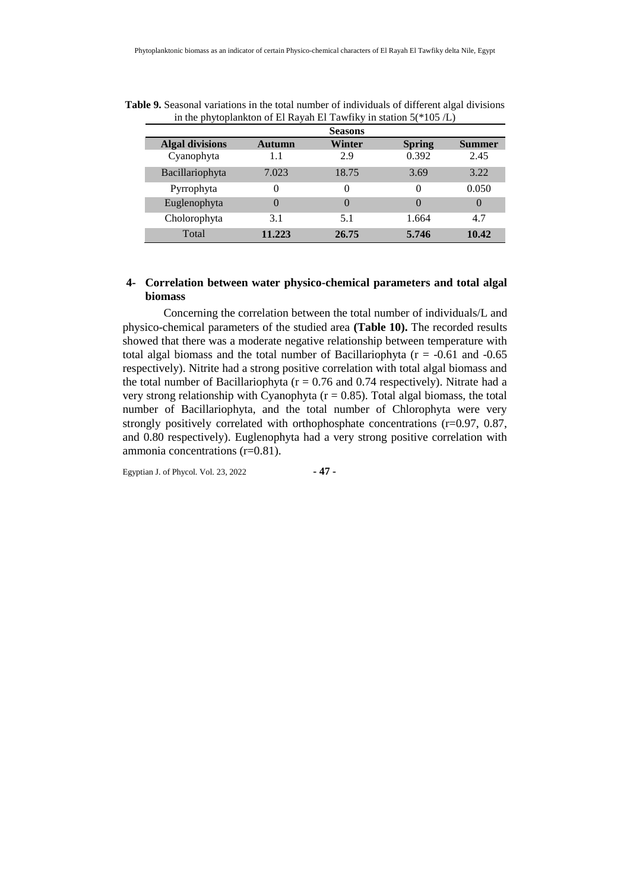**Table 9.** Seasonal variations in the total number of individuals of different algal divisions in the phytoplankton of El Rayah El Tawfiky in station 5(*105 /L)

| | Seasons | | | |
|---|---|---|---|---|
| **Algal divisions** | **Autumn** | **Winter** | **Spring** | **Summer** |
| Cyanophyta | 1.1 | 2.9 | 0.392 | 2.45 |
| Bacillariophyta | 7.023 | 18.75 | 3.69 | 3.22 |
| Pyrrophyta | 0 | 0 | 0 | 0.050 |
| Euglenophyta | 0 | 0 | 0 | 0 |
| Cholorophyta | 3.1 | 5.1 | 1.664 | 4.7 |
| Total | **11.223** | **26.75** | **5.746** | **10.42** |

## 4- Correlation between water physico-chemical parameters and total algal biomass

Concerning the correlation between the total number of individuals/L and physico-chemical parameters of the studied area **(Table 10).** The recorded results showed that there was a moderate negative relationship between temperature with total algal biomass and the total number of Bacillariophyta ($r = -0.61$ and $-0.65$ respectively). Nitrite had a strong positive correlation with total algal biomass and the total number of Bacillariophyta ($r = 0.76$ and $0.74$ respectively). Nitrate had a very strong relationship with Cyanophyta ($r = 0.85$). Total algal biomass, the total number of Bacillariophyta, and the total number of Chlorophyta were very strongly positively correlated with orthophosphate concentrations ($r=0.97$, $0.87$, and $0.80$ respectively). Euglenophyta had a very strong positive correlation with ammonia concentrations ($r=0.81$).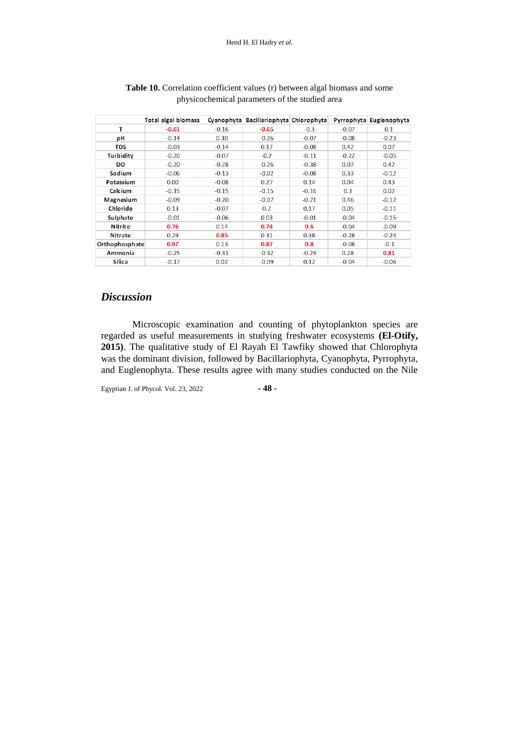**Table 10.** Correlation coefficient values (r) between algal biomass and some physicochemical parameters of the studied area

| | Total algal biomass | Cyanophyta | Bacillariophyta | Chlorophyta | Pyrrophyta | Euglenophyta |
|---|---|---|---|---|---|---|
| T | **-0.61** | -0.16 | **-0.65** | -0.3 | -0.07 | 0.1 |
| pH | -0.14 | 0.30 | -0.26 | -0.07 | -0.08 | -0.23 |
| TDS | -0.03 | -0.14 | 0.17 | -0.08 | 0.42 | 0.07 |
| Turbidity | -0.20 | -0.07 | -0.2 | -0.11 | -0.22 | -0.05 |
| DO | -0.20 | -0.28 | -0.26 | -0.38 | 0.07 | 0.42 |
| Sodium | -0.06 | -0.13 | -0.02 | -0.08 | 0.33 | -0.12 |
| Potassium | 0.00 | -0.08 | 0.27 | 0.14 | 0.04 | 0.43 |
| Calcium | -0.15 | -0.15 | -0.15 | -0.16 | 0.3 | 0.02 |
| Magnesium | -0.09 | -0.20 | -0.07 | -0.21 | 0.46 | -0.12 |
| Chloride | 0.13 | -0.07 | 0.2 | 0.17 | 0.05 | -0.11 |
| Sulphate | -0.01 | -0.06 | 0.03 | -0.01 | -0.04 | -0.15 |
| Nitrite | **0.76** | 0.14 | **0.74** | **0.6** | -0.04 | -0.09 |
| Nitrate | 0.29 | **0.85** | 0.31 | 0.38 | -0.28 | -0.24 |
| Orthophosphate | **0.97** | 0.13 | **0.87** | **0.8** | -0.08 | -0.1 |
| Ammonia | -0.25 | -0.31 | -0.32 | -0.29 | 0.28 | **0.81** |
| Silica | -0.17 | 0.02 | -0.09 | 0.12 | -0.04 | -0.06 |

## *Discussion*

Microscopic examination and counting of phytoplankton species are regarded as useful measurements in studying freshwater ecosystems **(El-Otify, 2015)**. The qualitative study of El Rayah El Tawfiky showed that Chlorophyta was the dominant division, followed by Bacillariophyta, Cyanophyta, Pyrrophyta, and Euglenophyta. These results agree with many studies conducted on the Nile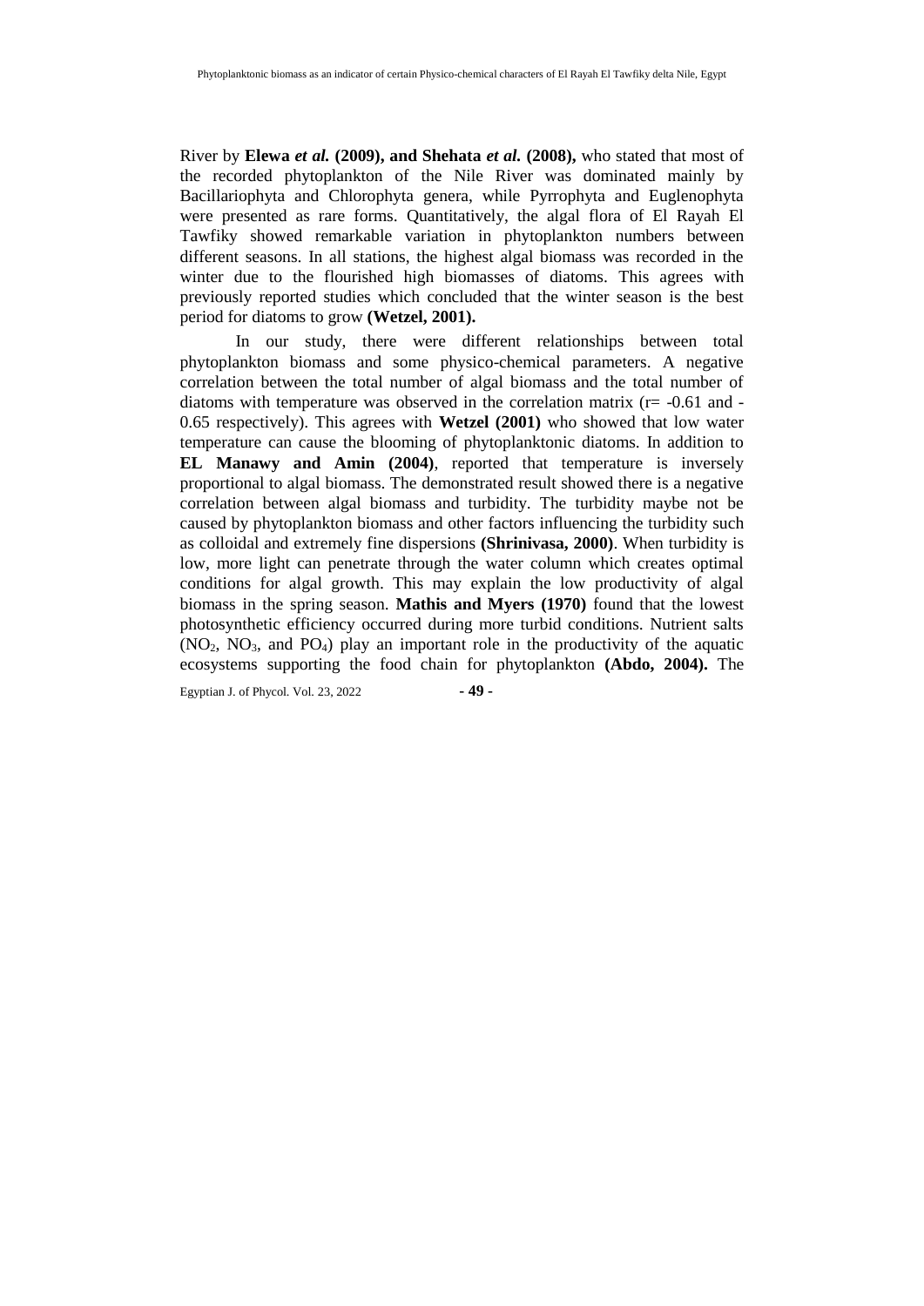River by **Elewa *et al.* (2009), and Shehata *et al.* (2008),** who stated that most of the recorded phytoplankton of the Nile River was dominated mainly by Bacillariophyta and Chlorophyta genera, while Pyrrophyta and Euglenophyta were presented as rare forms. Quantitatively, the algal flora of El Rayah El Tawfiky showed remarkable variation in phytoplankton numbers between different seasons. In all stations, the highest algal biomass was recorded in the winter due to the flourished high biomasses of diatoms. This agrees with previously reported studies which concluded that the winter season is the best period for diatoms to grow **(Wetzel, 2001).**

In our study, there were different relationships between total phytoplankton biomass and some physico-chemical parameters. A negative correlation between the total number of algal biomass and the total number of diatoms with temperature was observed in the correlation matrix ($r = -0.61$ and $-0.65$ respectively). This agrees with **Wetzel (2001)** who showed that low water temperature can cause the blooming of phytoplanktonic diatoms. In addition to **EL Manawy and Amin (2004)**, reported that temperature is inversely proportional to algal biomass. The demonstrated result showed there is a negative correlation between algal biomass and turbidity. The turbidity maybe not be caused by phytoplankton biomass and other factors influencing the turbidity such as colloidal and extremely fine dispersions **(Shrinivasa, 2000)**. When turbidity is low, more light can penetrate through the water column which creates optimal conditions for algal growth. This may explain the low productivity of algal biomass in the spring season. **Mathis and Myers (1970)** found that the lowest photosynthetic efficiency occurred during more turbid conditions. Nutrient salts ($NO_2$, $NO_3$, and $PO_4$) play an important role in the productivity of the aquatic ecosystems supporting the food chain for phytoplankton **(Abdo, 2004).** The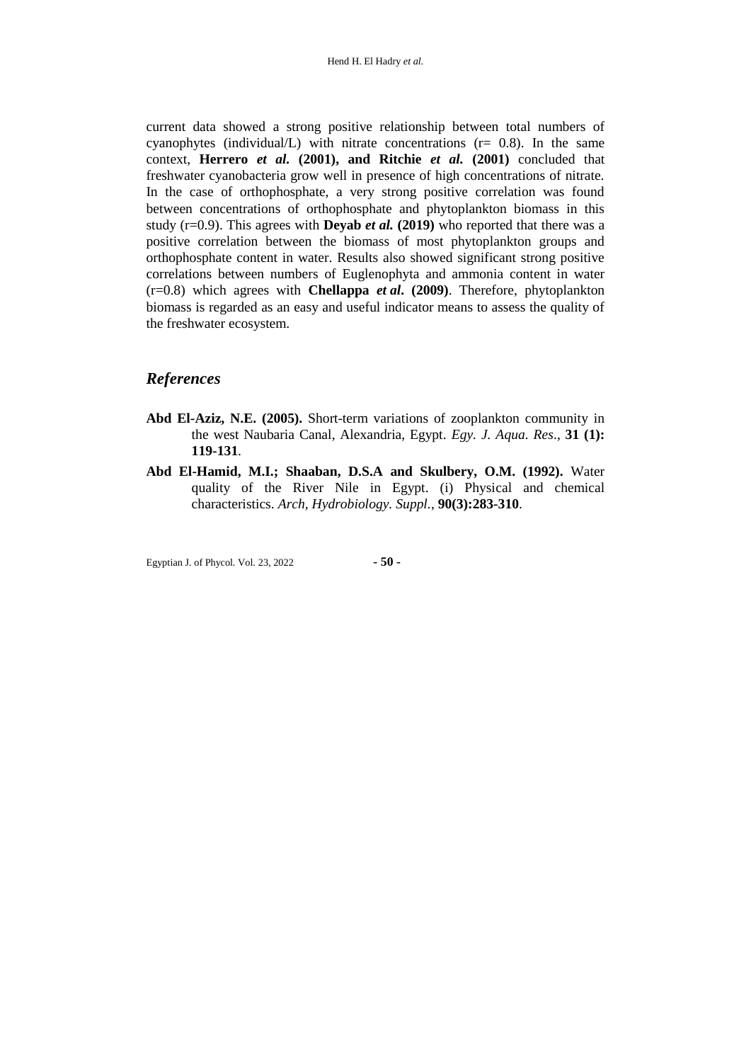current data showed a strong positive relationship between total numbers of cyanophytes (individual/L) with nitrate concentrations (r= 0.8). In the same context, **Herrero *et al.* (2001), and Ritchie *et al.* (2001)** concluded that freshwater cyanobacteria grow well in presence of high concentrations of nitrate. In the case of orthophosphate, a very strong positive correlation was found between concentrations of orthophosphate and phytoplankton biomass in this study (r=0.9). This agrees with **Deyab *et al.* (2019)** who reported that there was a positive correlation between the biomass of most phytoplankton groups and orthophosphate content in water. Results also showed significant strong positive correlations between numbers of Euglenophyta and ammonia content in water (r=0.8) which agrees with **Chellappa *et al*. (2009)**. Therefore, phytoplankton biomass is regarded as an easy and useful indicator means to assess the quality of the freshwater ecosystem.

## *References*

**Abd El-Aziz, N.E. (2005).** Short-term variations of zooplankton community in the west Naubaria Canal, Alexandria, Egypt. *Egy. J. Aqua. Res*., **31 (1): 119-131**.

**Abd El-Hamid, M.I.; Shaaban, D.S.A and Skulbery, O.M. (1992).** Water quality of the River Nile in Egypt. (i) Physical and chemical characteristics. *Arch, Hydrobiology. Suppl.*, **90(3):283-310**.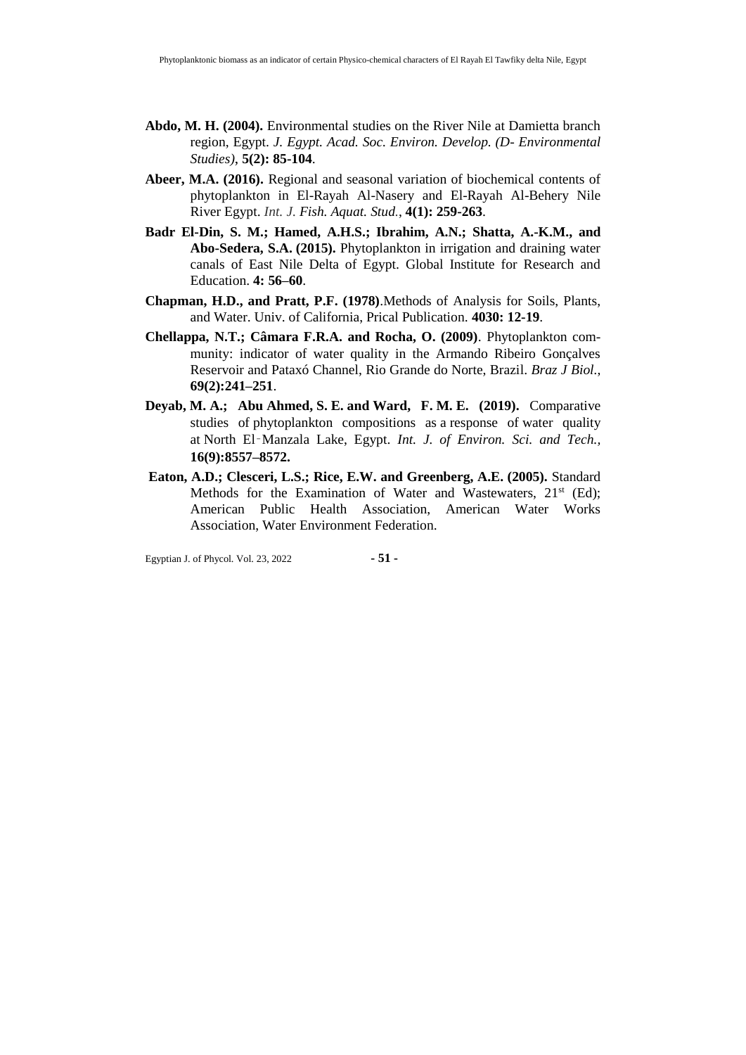**Abdo, M. H. (2004).** Environmental studies on the River Nile at Damietta branch region, Egypt. *J. Egypt. Acad. Soc. Environ. Develop. (D- Environmental Studies)*, **5(2): 85-104**.

**Abeer, M.A. (2016).** Regional and seasonal variation of biochemical contents of phytoplankton in El-Rayah Al-Nasery and El-Rayah Al-Behery Nile River Egypt. *Int. J. Fish. Aquat. Stud.*, **4(1): 259-263**.

**Badr El-Din, S. M.; Hamed, A.H.S.; Ibrahim, A.N.; Shatta, A.-K.M., and Abo-Sedera, S.A. (2015).** Phytoplankton in irrigation and draining water canals of East Nile Delta of Egypt. Global Institute for Research and Education. **4: 56–60**.

**Chapman, H.D., and Pratt, P.F. (1978)**.Methods of Analysis for Soils, Plants, and Water. Univ. of California, Prical Publication. **4030: 12-19**.

**Chellappa, N.T.; Câmara F.R.A. and Rocha, O. (2009)**. Phytoplankton community: indicator of water quality in the Armando Ribeiro Gonçalves Reservoir and Pataxó Channel, Rio Grande do Norte, Brazil. *Braz J Biol.*, **69(2):241–251**.

**Deyab, M. A.; Abu Ahmed, S. E. and Ward, F. M. E. (2019).** Comparative studies of phytoplankton compositions as a response of water quality at North El‑Manzala Lake, Egypt. *Int. J. of Environ. Sci. and Tech.*, **16(9):8557–8572.**

**Eaton, A.D.; Clesceri, L.S.; Rice, E.W. and Greenberg, A.E. (2005).** Standard Methods for the Examination of Water and Wastewaters, 21st (Ed); American Public Health Association, American Water Works Association, Water Environment Federation.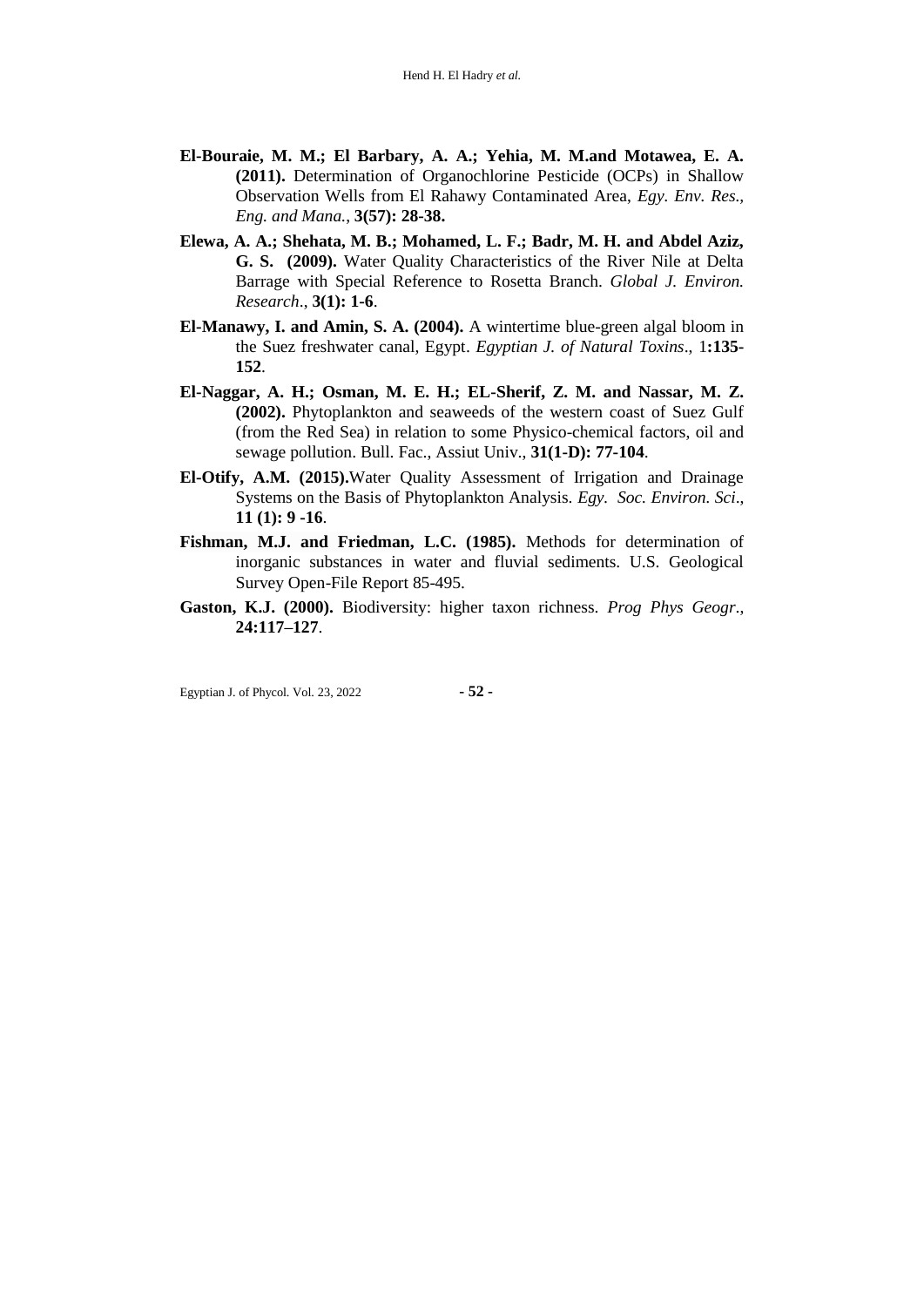**El-Bouraie, M. M.; El Barbary, A. A.; Yehia, M. M.and Motawea, E. A. (2011).** Determination of Organochlorine Pesticide (OCPs) in Shallow Observation Wells from El Rahawy Contaminated Area, *Egy. Env. Res., Eng. and Mana.*, **3(57): 28-38.**

**Elewa, A. A.; Shehata, M. B.; Mohamed, L. F.; Badr, M. H. and Abdel Aziz, G. S. (2009).** Water Quality Characteristics of the River Nile at Delta Barrage with Special Reference to Rosetta Branch. *Global J. Environ. Research*., **3(1): 1-6**.

**El-Manawy, I. and Amin, S. A. (2004).** A wintertime blue-green algal bloom in the Suez freshwater canal, Egypt. *Egyptian J. of Natural Toxins*., 1**:135-152**.

**El-Naggar, A. H.; Osman, M. E. H.; EL-Sherif, Z. M. and Nassar, M. Z. (2002).** Phytoplankton and seaweeds of the western coast of Suez Gulf (from the Red Sea) in relation to some Physico-chemical factors, oil and sewage pollution. Bull. Fac., Assiut Univ., **31(1-D): 77-104**.

**El-Otify, A.M. (2015).**Water Quality Assessment of Irrigation and Drainage Systems on the Basis of Phytoplankton Analysis. *Egy. Soc. Environ. Sci*., **11 (1): 9 -16**.

**Fishman, M.J. and Friedman, L.C. (1985).** Methods for determination of inorganic substances in water and fluvial sediments. U.S. Geological Survey Open-File Report 85-495.

**Gaston, K.J. (2000).** Biodiversity: higher taxon richness. *Prog Phys Geogr*., **24:117–127**.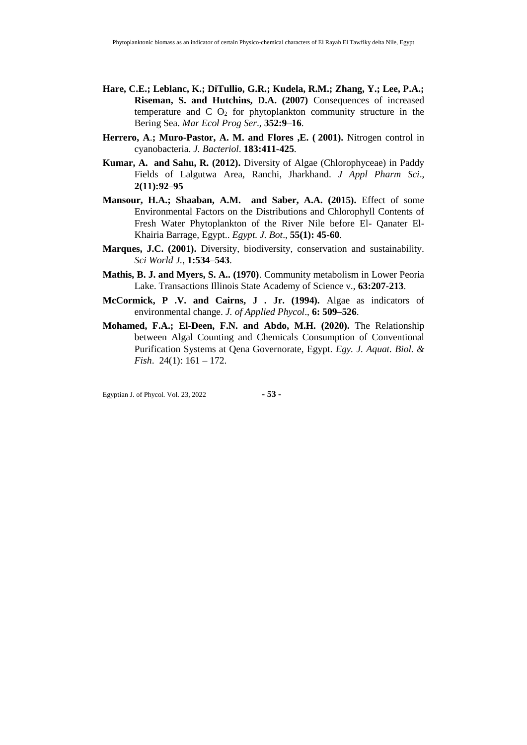**Hare, C.E.; Leblanc, K.; DiTullio, G.R.; Kudela, R.M.; Zhang, Y.; Lee, P.A.; Riseman, S. and Hutchins, D.A. (2007)** Consequences of increased temperature and C $O_2$ for phytoplankton community structure in the Bering Sea. *Mar Ecol Prog Ser*., **352:9–16**.

**Herrero, A**.**; Muro-Pastor, A. M. and Flores ,E. ( 2001).** Nitrogen control in cyanobacteria. *J. Bacteriol*. **183:411-425**.

**Kumar, A. and Sahu, R. (2012).** Diversity of Algae (Chlorophyceae) in Paddy Fields of Lalgutwa Area, Ranchi, Jharkhand. *J Appl Pharm Sci*., **2(11):92–95**

**Mansour, H.A.; Shaaban, A.M. and Saber, A.A. (2015).** Effect of some Environmental Factors on the Distributions and Chlorophyll Contents of Fresh Water Phytoplankton of the River Nile before El- Qanater El-Khairia Barrage, Egypt.. *Egypt. J. Bot*., **55(1): 45-60**.

**Marques, J.C. (2001).** Diversity, biodiversity, conservation and sustainability. *Sci World J.*, **1:534–543**.

**Mathis, B. J. and Myers, S. A.. (1970)**. Community metabolism in Lower Peoria Lake. Transactions Illinois State Academy of Science v., **63:207-213**.

**McCormick, P .V. and Cairns, J . Jr. (1994).** Algae as indicators of environmental change. *J. of Applied Phycol*., **6: 509–526**.

**Mohamed, F.A.; El-Deen, F.N. and Abdo, M.H. (2020).** The Relationship between Algal Counting and Chemicals Consumption of Conventional Purification Systems at Qena Governorate, Egypt. *Egy. J. Aquat. Biol. & Fish*. 24(1): 161 – 172.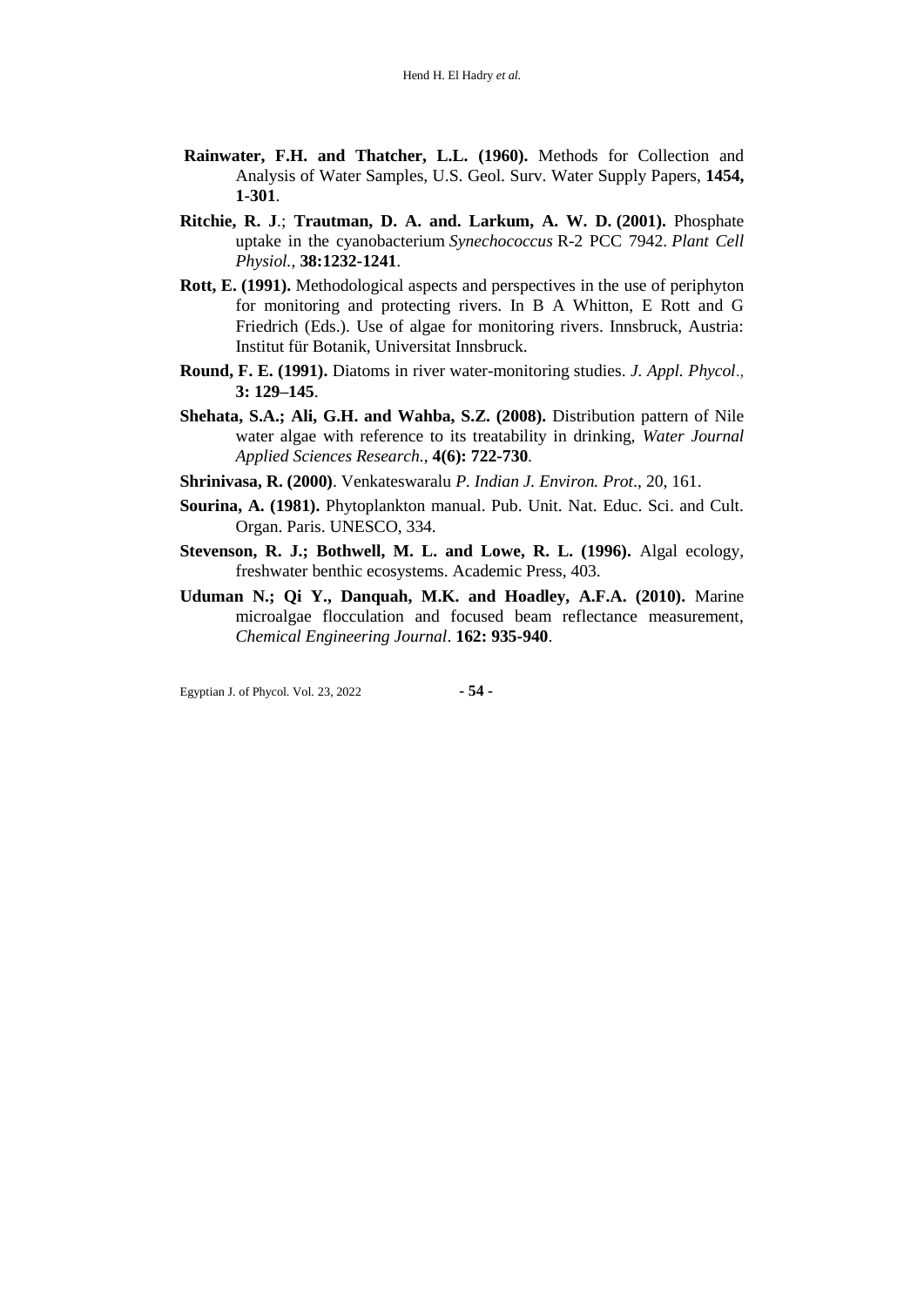**Rainwater, F.H. and Thatcher, L.L. (1960).** Methods for Collection and Analysis of Water Samples, U.S. Geol. Surv. Water Supply Papers, **1454, 1-301**.

**Ritchie, R. J**.; **Trautman, D. A. and. Larkum, A. W. D. (2001).** Phosphate uptake in the cyanobacterium *Synechococcus* R-2 PCC 7942. *Plant Cell Physiol.*, **38:1232-1241**.

**Rott, E. (1991).** Methodological aspects and perspectives in the use of periphyton for monitoring and protecting rivers. In B A Whitton, E Rott and G Friedrich (Eds.). Use of algae for monitoring rivers. Innsbruck, Austria: Institut für Botanik, Universitat Innsbruck.

**Round, F. E. (1991).** Diatoms in river water-monitoring studies. *J. Appl. Phycol*., **3: 129–145**.

**Shehata, S.A.; Ali, G.H. and Wahba, S.Z. (2008).** Distribution pattern of Nile water algae with reference to its treatability in drinking, *Water Journal Applied Sciences Research.*, **4(6): 722-730**.

**Shrinivasa, R. (2000)**. Venkateswaralu *P. Indian J. Environ. Prot*., 20, 161.

**Sourina, A. (1981).** Phytoplankton manual. Pub. Unit. Nat. Educ. Sci. and Cult. Organ. Paris. UNESCO, 334.

**Stevenson, R. J.; Bothwell, M. L. and Lowe, R. L. (1996).** Algal ecology, freshwater benthic ecosystems. Academic Press, 403.

**Uduman N.; Qi Y., Danquah, M.K. and Hoadley, A.F.A. (2010).** Marine microalgae flocculation and focused beam reflectance measurement, *Chemical Engineering Journal*. **162: 935-940**.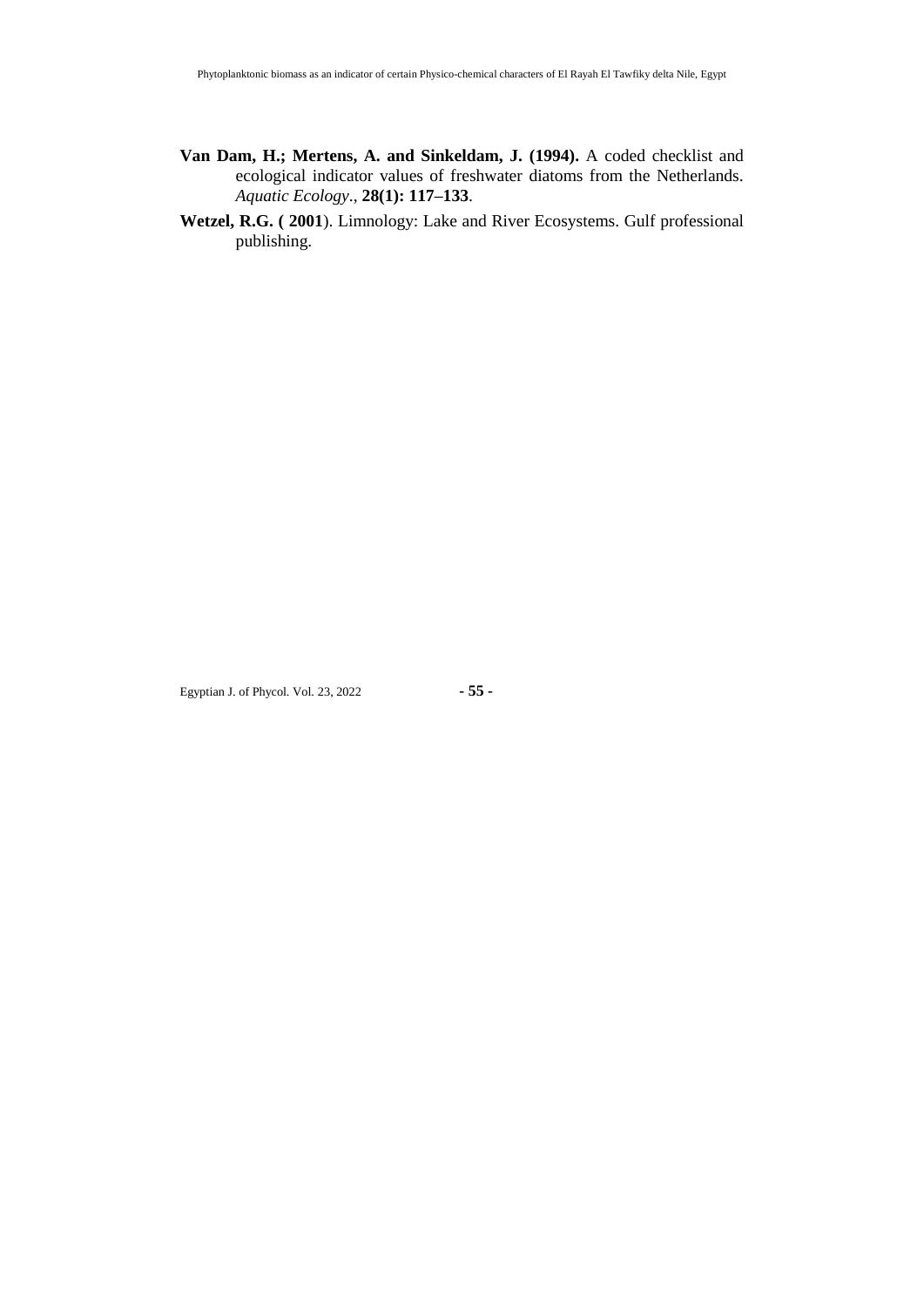**Van Dam, H.; Mertens, A. and Sinkeldam, J. (1994).** A coded checklist and ecological indicator values of freshwater diatoms from the Netherlands. *Aquatic Ecology*., **28(1): 117–133**.

**Wetzel, R.G. ( 2001**). Limnology: Lake and River Ecosystems. Gulf professional publishing.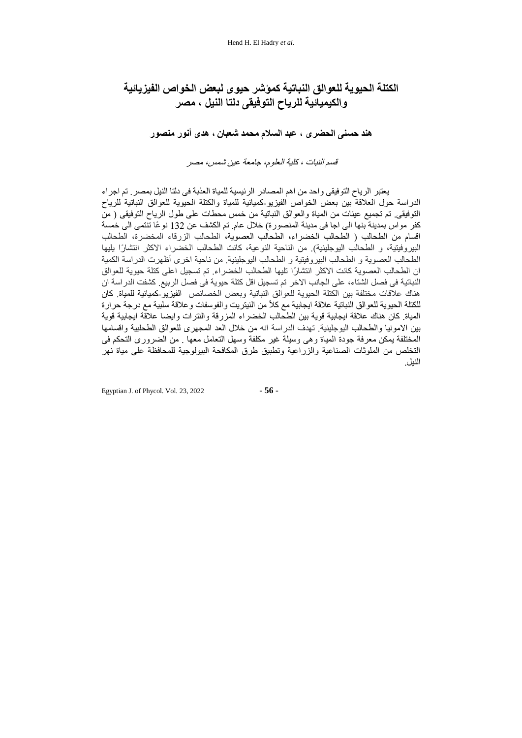# الكتلة الحيوية للعوالق النباتية كمؤشر حيوى لبعض الخواص الفيزيائية والكيميائية للرياح التوفيقى دلتا النيل ، مصر

**هند حسنى الحضرى ، عبد السلام محمد شعبان ، هدى أنور منصور**

*قسم النبات ، كلية العلوم، جامعة عين شمس، مصر*

يعتبر الرياح التوفيقى واحد من اهم المصادر الرئيسية للمياة العذبة فى دلتا النيل بمصر. تم اجراء الدراسة حول العلاقة بين بعض الخواص الفيزيو-كميائية للمياة والكتلة الحيوية للعوالق النباتية للرياح التوفيقى. تم تجميع عينات من المياة والعوالق النباتية من خمس محطات على طول الرياح التوفيقى ( من كفر مواس بمدينة بنها الى اجا فى مدينة المنصورة) خلال عام. تم الكشف عن 132 نوعًا تنتمى الى خمسة اقسام من الطحالب ( الطحالب الخضراء، الطحالب العصوية، الطحالب الزرقاء المخضرة، الطحالب البيروفيتية، و الطحالب اليوجلينية). من الناحية النوعية، كانت الطحالب الخضراء الاكثر انتشارًا يليها الطحالب العصوية و الطحالب البيروفيتية و الطحالب اليوجلينية. من ناحية اخرى أظهرت الدراسة الكمية ان الطحالب العصوية كانت الاكثر انتشارًا تليها الطحالب الخضراء. تم تسجيل اعلى كتلة حيوية للعوالق النباتية فى فصل الشتاء، على الجانب الاخر تم تسجيل اقل كتلة حيوية فى فصل الربيع. كشفت الدراسة ان هناك علاقات مختلفة بين الكتلة الحيوية للعوالق النباتية وبعض الخصائص الفيزيو-كميائية للمياة. كان للكتلة الحيوية للعوالق النباتية علاقة ايجابية مع كلاً من النيتريت والفوسفات وعلاقة سلبية مع درجة حرارة المياة. كان هناك علاقة ايجابية قوية بين الطحالب الخضراء المزرقة والنترات وايضا علاقة ايجابية قوية بين الامونيا والطحالب اليوجلينية. تهدف الدراسة انه من خلال العد المجهرى للعوالق الطحلبية واقسامها المختلفة يمكن معرفة جودة المياة وهى وسيلة غير مكلفة وسهل التعامل معها . من الضرورى التحكم فى التخلص من الملوثات الصناعية والزراعية وتطبيق طرق المكافحة البيولوجية للمحافظة على مياة نهر النيل.